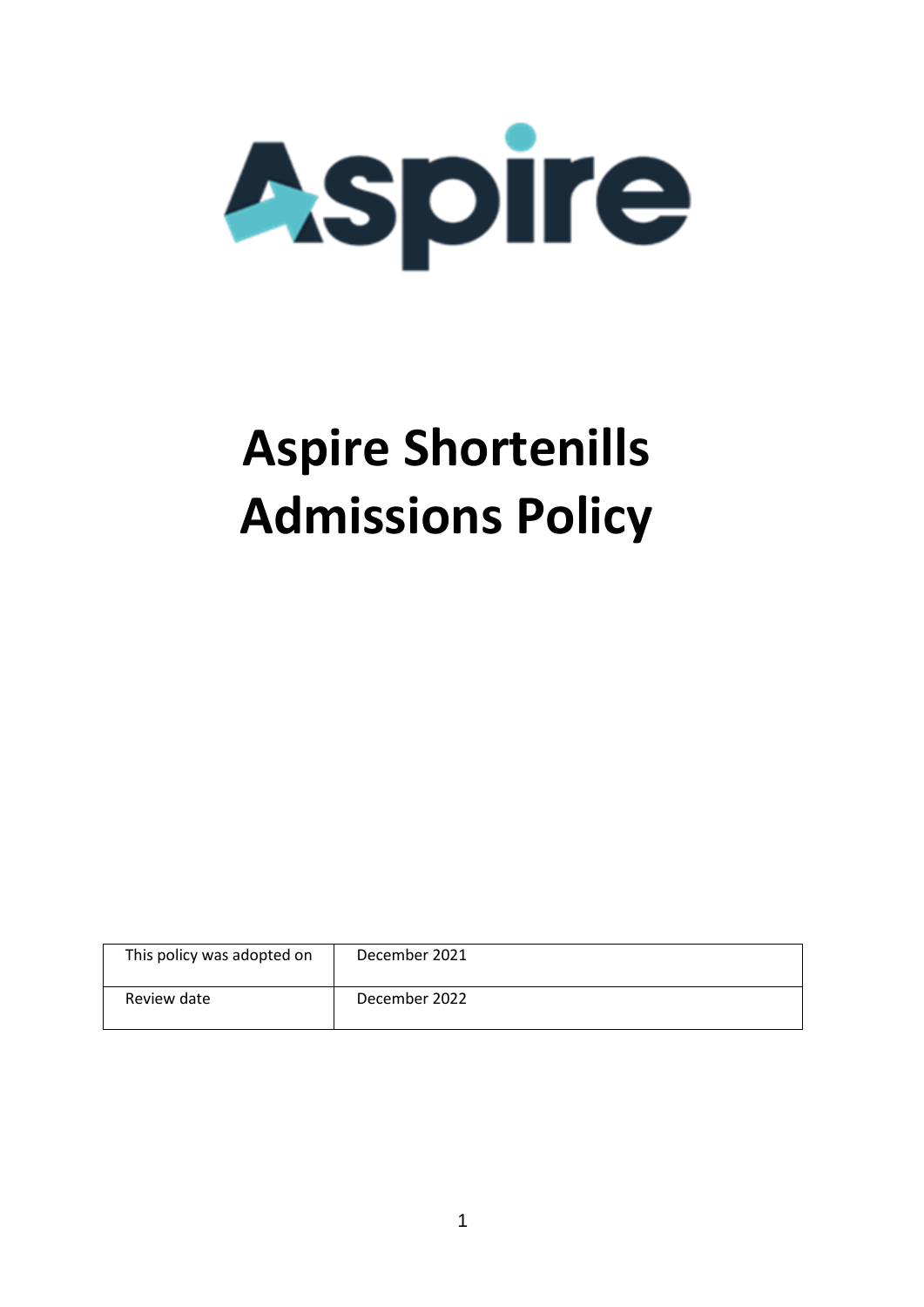# Aspire Shortenills Admissions Policy

| This policy was adopted on | December 2021 |
|---|---|
| Review date | December 2022 |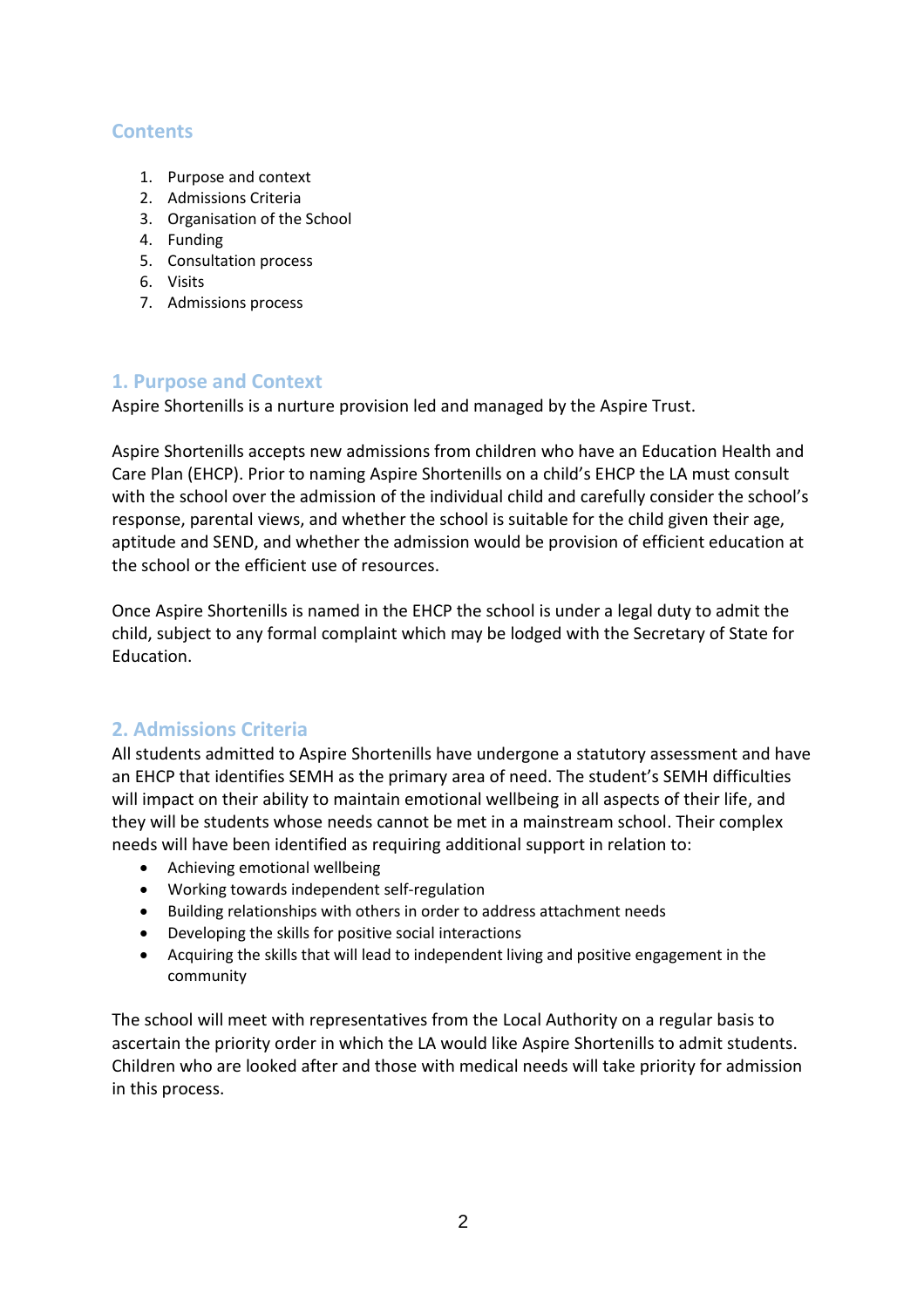## Contents

1. Purpose and context
2. Admissions Criteria
3. Organisation of the School
4. Funding
5. Consultation process
6. Visits
7. Admissions process

## 1. Purpose and Context

Aspire Shortenills is a nurture provision led and managed by the Aspire Trust.

Aspire Shortenills accepts new admissions from children who have an Education Health and Care Plan (EHCP). Prior to naming Aspire Shortenills on a child's EHCP the LA must consult with the school over the admission of the individual child and carefully consider the school's response, parental views, and whether the school is suitable for the child given their age, aptitude and SEND, and whether the admission would be provision of efficient education at the school or the efficient use of resources.

Once Aspire Shortenills is named in the EHCP the school is under a legal duty to admit the child, subject to any formal complaint which may be lodged with the Secretary of State for Education.

## 2. Admissions Criteria

All students admitted to Aspire Shortenills have undergone a statutory assessment and have an EHCP that identifies SEMH as the primary area of need. The student's SEMH difficulties will impact on their ability to maintain emotional wellbeing in all aspects of their life, and they will be students whose needs cannot be met in a mainstream school. Their complex needs will have been identified as requiring additional support in relation to:

- Achieving emotional wellbeing
- Working towards independent self-regulation
- Building relationships with others in order to address attachment needs
- Developing the skills for positive social interactions
- Acquiring the skills that will lead to independent living and positive engagement in the community

The school will meet with representatives from the Local Authority on a regular basis to ascertain the priority order in which the LA would like Aspire Shortenills to admit students. Children who are looked after and those with medical needs will take priority for admission in this process.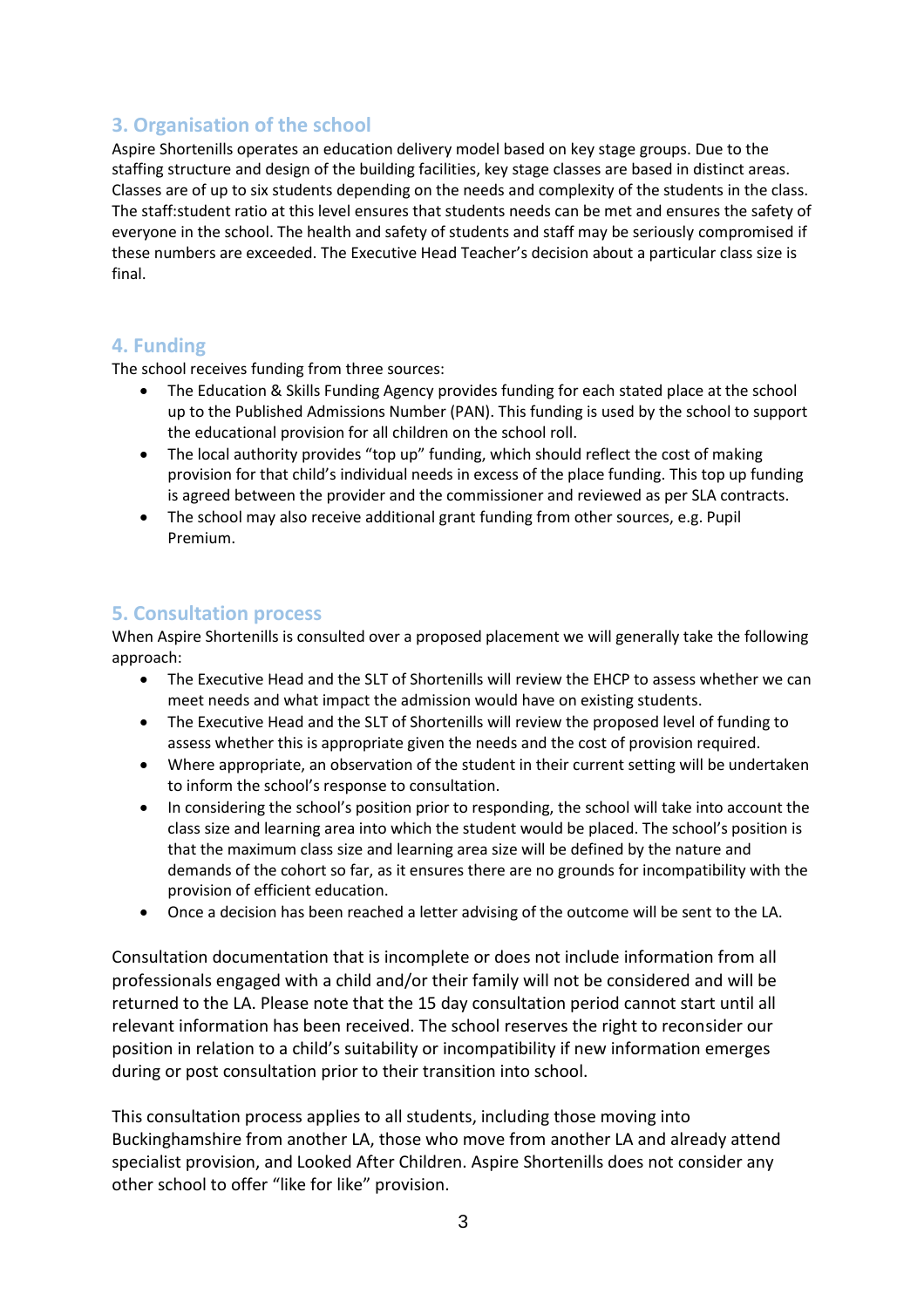## 3. Organisation of the school

Aspire Shortenills operates an education delivery model based on key stage groups. Due to the staffing structure and design of the building facilities, key stage classes are based in distinct areas. Classes are of up to six students depending on the needs and complexity of the students in the class. The staff:student ratio at this level ensures that students needs can be met and ensures the safety of everyone in the school. The health and safety of students and staff may be seriously compromised if these numbers are exceeded. The Executive Head Teacher's decision about a particular class size is final.

## 4. Funding

The school receives funding from three sources:

- The Education & Skills Funding Agency provides funding for each stated place at the school up to the Published Admissions Number (PAN). This funding is used by the school to support the educational provision for all children on the school roll.
- The local authority provides "top up" funding, which should reflect the cost of making provision for that child's individual needs in excess of the place funding. This top up funding is agreed between the provider and the commissioner and reviewed as per SLA contracts.
- The school may also receive additional grant funding from other sources, e.g. Pupil Premium.

## 5. Consultation process

When Aspire Shortenills is consulted over a proposed placement we will generally take the following approach:

- The Executive Head and the SLT of Shortenills will review the EHCP to assess whether we can meet needs and what impact the admission would have on existing students.
- The Executive Head and the SLT of Shortenills will review the proposed level of funding to assess whether this is appropriate given the needs and the cost of provision required.
- Where appropriate, an observation of the student in their current setting will be undertaken to inform the school's response to consultation.
- In considering the school's position prior to responding, the school will take into account the class size and learning area into which the student would be placed. The school's position is that the maximum class size and learning area size will be defined by the nature and demands of the cohort so far, as it ensures there are no grounds for incompatibility with the provision of efficient education.
- Once a decision has been reached a letter advising of the outcome will be sent to the LA.

Consultation documentation that is incomplete or does not include information from all professionals engaged with a child and/or their family will not be considered and will be returned to the LA. Please note that the 15 day consultation period cannot start until all relevant information has been received. The school reserves the right to reconsider our position in relation to a child's suitability or incompatibility if new information emerges during or post consultation prior to their transition into school.

This consultation process applies to all students, including those moving into Buckinghamshire from another LA, those who move from another LA and already attend specialist provision, and Looked After Children. Aspire Shortenills does not consider any other school to offer "like for like" provision.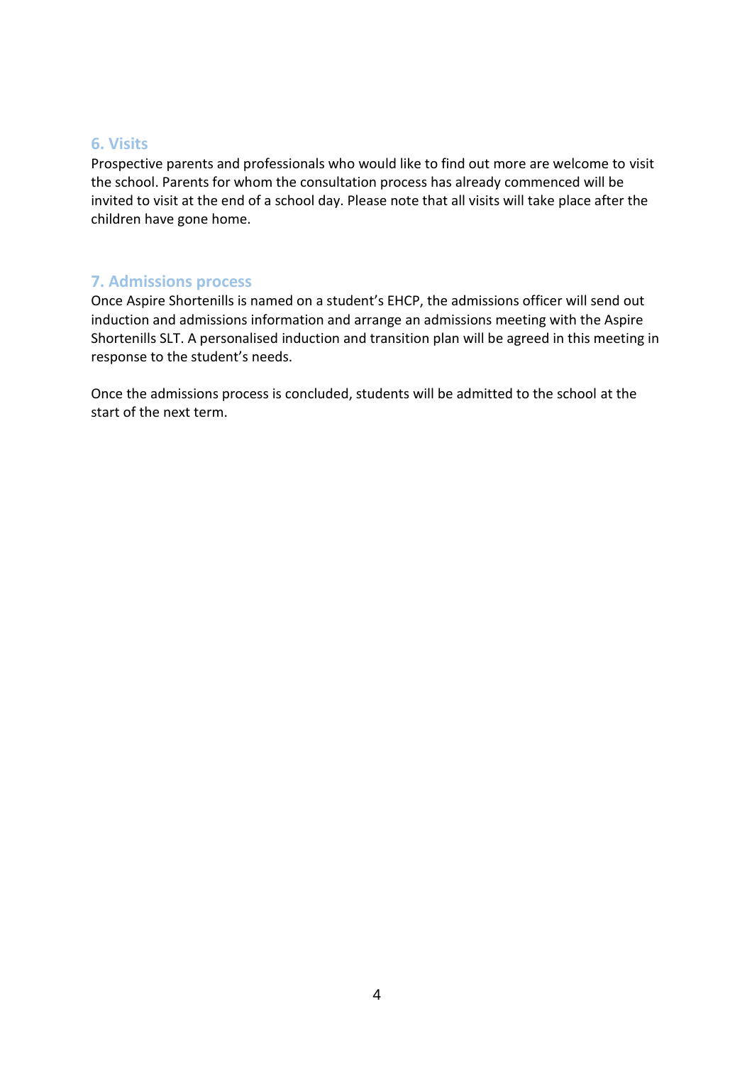## 6. Visits

Prospective parents and professionals who would like to find out more are welcome to visit the school. Parents for whom the consultation process has already commenced will be invited to visit at the end of a school day. Please note that all visits will take place after the children have gone home.

## 7. Admissions process

Once Aspire Shortenills is named on a student's EHCP, the admissions officer will send out induction and admissions information and arrange an admissions meeting with the Aspire Shortenills SLT. A personalised induction and transition plan will be agreed in this meeting in response to the student's needs.

Once the admissions process is concluded, students will be admitted to the school at the start of the next term.